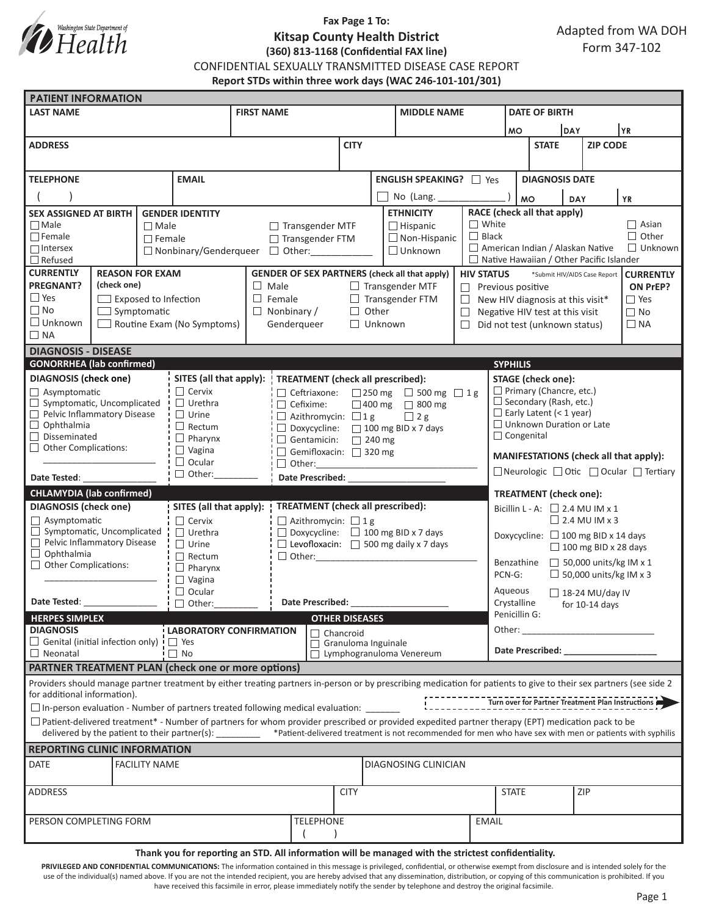Washington State Department of Health

**Fax Page 1 To:**

# Kitsap County Health District

**(360) 813-1168 (Confidential FAX line)**

Adapted from WA DOH Form 347-102

## CONFIDENTIAL SEXUALLY TRANSMITTED DISEASE CASE REPORT

**Report STDs within three work days (WAC 246-101-101/301)**

## PATIENT INFORMATION

| LAST NAME | FIRST NAME | MIDDLE NAME | DATE OF BIRTH (MO / DAY / YR) |
|---|---|---|---|
| | | | |

| ADDRESS | CITY | STATE | ZIP CODE |
|---|---|---|---|
| | | | |

| TELEPHONE | EMAIL | ENGLISH SPEAKING? | DIAGNOSIS DATE (MO / DAY / YR) |
|---|---|---|---|
| ( ) | | ☐ Yes ☐ No (Lang. ________ ) | |

**SEX ASSIGNED AT BIRTH**
- ☐ Male
- ☐ Female
- ☐ Intersex
- ☐ Refused

**GENDER IDENTITY**
- ☐ Male
- ☐ Female
- ☐ Nonbinary/Genderqueer
- ☐ Transgender MTF
- ☐ Transgender FTM
- ☐ Other:____________

**ETHNICITY**
- ☐ Hispanic
- ☐ Non-Hispanic
- ☐ Unknown

**RACE (check all that apply)**
- ☐ White
- ☐ Black
- ☐ American Indian / Alaskan Native
- ☐ Native Hawaiian / Other Pacific Islander
- ☐ Asian
- ☐ Other
- ☐ Unknown

**CURRENTLY PREGNANT?**
- ☐ Yes
- ☐ No
- ☐ Unknown
- ☐ NA

**REASON FOR EXAM (check one)**
- ☐ Exposed to Infection
- ☐ Symptomatic
- ☐ Routine Exam (No Symptoms)

**GENDER OF SEX PARTNERS (check all that apply)**
- ☐ Male
- ☐ Female
- ☐ Nonbinary / Genderqueer
- ☐ Transgender MTF
- ☐ Transgender FTM
- ☐ Other
- ☐ Unknown

**HIV STATUS** *Submit HIV/AIDS Case Report
- ☐ Previous positive
- ☐ New HIV diagnosis at this visit*
- ☐ Negative HIV test at this visit
- ☐ Did not test (unknown status)

**CURRENTLY ON PrEP?**
- ☐ Yes
- ☐ No
- ☐ NA

## DIAGNOSIS - DISEASE

### GONORRHEA (lab confirmed)

**DIAGNOSIS (check one)**
- ☐ Asymptomatic
- ☐ Symptomatic, Uncomplicated
- ☐ Pelvic Inflammatory Disease
- ☐ Ophthalmia
- ☐ Disseminated
- ☐ Other Complications: ____________________

Date Tested: _______________

**SITES (all that apply):**
- ☐ Cervix
- ☐ Urethra
- ☐ Urine
- ☐ Rectum
- ☐ Pharynx
- ☐ Vagina
- ☐ Ocular
- ☐ Other:_________

**TREATMENT (check all prescribed):**
- ☐ Ceftriaxone: ☐ 250 mg ☐ 500 mg ☐ 1 g
- ☐ Cefixime: ☐ 400 mg ☐ 800 mg
- ☐ Azithromycin: ☐ 1 g ☐ 2 g
- ☐ Doxycycline: ☐ 100 mg BID x 7 days
- ☐ Gentamicin: ☐ 240 mg
- ☐ Gemifloxacin: ☐ 320 mg
- ☐ Other:________________________________

Date Prescribed: ____________________

### CHLAMYDIA (lab confirmed)

**DIAGNOSIS (check one)**
- ☐ Asymptomatic
- ☐ Symptomatic, Uncomplicated
- ☐ Pelvic Inflammatory Disease
- ☐ Ophthalmia
- ☐ Other Complications: ____________________

Date Tested: _______________

**SITES (all that apply):**
- ☐ Cervix
- ☐ Urethra
- ☐ Urine
- ☐ Rectum
- ☐ Pharynx
- ☐ Vagina
- ☐ Ocular
- ☐ Other:_________

**TREATMENT (check all prescribed):**
- ☐ Azithromycin: ☐ 1 g
- ☐ Doxycycline: ☐ 100 mg BID x 7 days
- ☐ Levofloxacin: ☐ 500 mg daily x 7 days
- ☐ Other:________________________________

Date Prescribed: ____________________

### SYPHILIS

**STAGE (check one):**
- ☐ Primary (Chancre, etc.)
- ☐ Secondary (Rash, etc.)
- ☐ Early Latent (< 1 year)
- ☐ Unknown Duration or Late
- ☐ Congenital

**MANIFESTATIONS (check all that apply):**
☐ Neurologic ☐ Otic ☐ Ocular ☐ Tertiary

**TREATMENT (check one):**
- Bicillin L - A: ☐ 2.4 MU IM x 1 ☐ 2.4 MU IM x 3
- Doxycycline: ☐ 100 mg BID x 14 days ☐ 100 mg BID x 28 days
- Benzathine PCN-G: ☐ 50,000 units/kg IM x 1 ☐ 50,000 units/kg IM x 3
- Aqueous Crystalline Penicillin G: ☐ 18-24 MU/day IV for 10-14 days
- Other: ___________________________

Date Prescribed: ___________________

### HERPES SIMPLEX

**DIAGNOSIS**
- ☐ Genital (initial infection only)
- ☐ Neonatal

**LABORATORY CONFIRMATION**
- ☐ Yes
- ☐ No

### OTHER DISEASES
- ☐ Chancroid
- ☐ Granuloma Inguinale
- ☐ Lymphogranuloma Venereum

## PARTNER TREATMENT PLAN (check one or more options)

Providers should manage partner treatment by either treating partners in-person or by prescribing medication for patients to give to their sex partners (see side 2 for additional information).

**Turn over for Partner Treatment Plan Instructions**

☐ In-person evaluation - Number of partners treated following medical evaluation: _______

☐ Patient-delivered treatment* - Number of partners for whom provider prescribed or provided expedited partner therapy (EPT) medication pack to be delivered by the patient to their partner(s): ________ *Patient-delivered treatment is not recommended for men who have sex with men or patients with syphilis

## REPORTING CLINIC INFORMATION

| DATE | FACILITY NAME | DIAGNOSING CLINICIAN |
|---|---|---|
| | | |

| ADDRESS | CITY | STATE | ZIP |
|---|---|---|---|
| | | | |

| PERSON COMPLETING FORM | TELEPHONE | EMAIL |
|---|---|---|
| | ( ) | |

**Thank you for reporting an STD. All information will be managed with the strictest confidentiality.**

**PRIVILEGED AND CONFIDENTIAL COMMUNICATIONS:** The information contained in this message is privileged, confidential, or otherwise exempt from disclosure and is intended solely for the use of the individual(s) named above. If you are not the intended recipient, you are hereby advised that any dissemination, distribution, or copying of this communication is prohibited. If you have received this facsimile in error, please immediately notify the sender by telephone and destroy the original facsimile.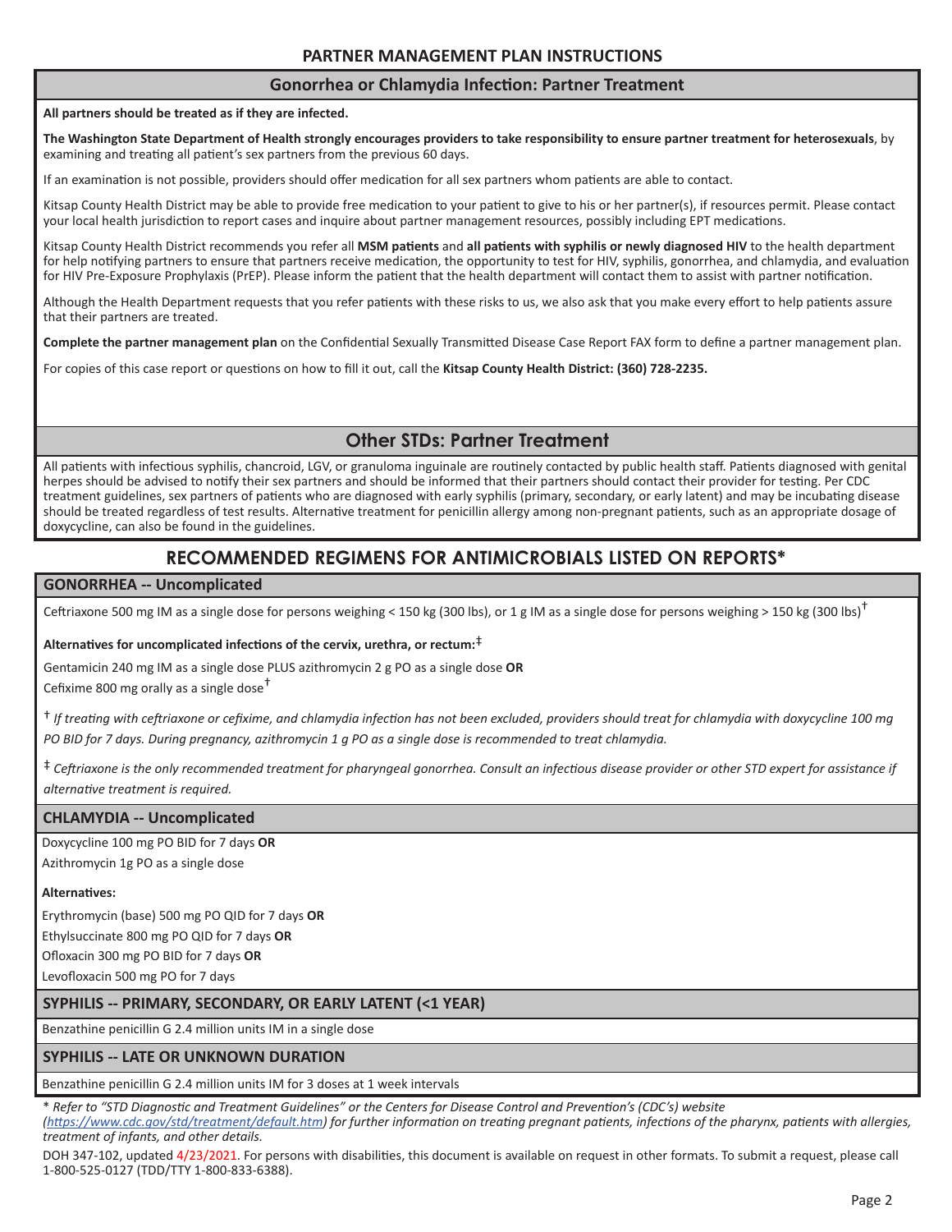## PARTNER MANAGEMENT PLAN INSTRUCTIONS

### Gonorrhea or Chlamydia Infection: Partner Treatment

**All partners should be treated as if they are infected.**

**The Washington State Department of Health strongly encourages providers to take responsibility to ensure partner treatment for heterosexuals**, by examining and treating all patient's sex partners from the previous 60 days.

If an examination is not possible, providers should offer medication for all sex partners whom patients are able to contact.

Kitsap County Health District may be able to provide free medication to your patient to give to his or her partner(s), if resources permit. Please contact your local health jurisdiction to report cases and inquire about partner management resources, possibly including EPT medications.

Kitsap County Health District recommends you refer all **MSM patients** and **all patients with syphilis or newly diagnosed HIV** to the health department for help notifying partners to ensure that partners receive medication, the opportunity to test for HIV, syphilis, gonorrhea, and chlamydia, and evaluation for HIV Pre-Exposure Prophylaxis (PrEP). Please inform the patient that the health department will contact them to assist with partner notification.

Although the Health Department requests that you refer patients with these risks to us, we also ask that you make every effort to help patients assure that their partners are treated.

**Complete the partner management plan** on the Confidential Sexually Transmitted Disease Case Report FAX form to define a partner management plan.

For copies of this case report or questions on how to fill it out, call the **Kitsap County Health District: (360) 728-2235.**

### Other STDs: Partner Treatment

All patients with infectious syphilis, chancroid, LGV, or granuloma inguinale are routinely contacted by public health staff. Patients diagnosed with genital herpes should be advised to notify their sex partners and should be informed that their partners should contact their provider for testing. Per CDC treatment guidelines, sex partners of patients who are diagnosed with early syphilis (primary, secondary, or early latent) and may be incubating disease should be treated regardless of test results. Alternative treatment for penicillin allergy among non-pregnant patients, such as an appropriate dosage of doxycycline, can also be found in the guidelines.

## RECOMMENDED REGIMENS FOR ANTIMICROBIALS LISTED ON REPORTS*

### GONORRHEA -- Uncomplicated

Ceftriaxone 500 mg IM as a single dose for persons weighing < 150 kg (300 lbs), or 1 g IM as a single dose for persons weighing > 150 kg (300 lbs)[†]

**Alternatives for uncomplicated infections of the cervix, urethra, or rectum:**[‡]

Gentamicin 240 mg IM as a single dose PLUS azithromycin 2 g PO as a single dose **OR**

Cefixime 800 mg orally as a single dose[†]

[†] *If treating with ceftriaxone or cefixime, and chlamydia infection has not been excluded, providers should treat for chlamydia with doxycycline 100 mg PO BID for 7 days. During pregnancy, azithromycin 1 g PO as a single dose is recommended to treat chlamydia.*

[‡] *Ceftriaxone is the only recommended treatment for pharyngeal gonorrhea. Consult an infectious disease provider or other STD expert for assistance if alternative treatment is required.*

### CHLAMYDIA -- Uncomplicated

Doxycycline 100 mg PO BID for 7 days **OR**

Azithromycin 1g PO as a single dose

**Alternatives:**

Erythromycin (base) 500 mg PO QID for 7 days **OR**

Ethylsuccinate 800 mg PO QID for 7 days **OR**

Ofloxacin 300 mg PO BID for 7 days **OR**

Levofloxacin 500 mg PO for 7 days

### SYPHILIS -- PRIMARY, SECONDARY, OR EARLY LATENT (<1 YEAR)

Benzathine penicillin G 2.4 million units IM in a single dose

### SYPHILIS -- LATE OR UNKNOWN DURATION

Benzathine penicillin G 2.4 million units IM for 3 doses at 1 week intervals

\* *Refer to "STD Diagnostic and Treatment Guidelines" or the Centers for Disease Control and Prevention's (CDC's) website (https://www.cdc.gov/std/treatment/default.htm) for further information on treating pregnant patients, infections of the pharynx, patients with allergies, treatment of infants, and other details.*

DOH 347-102, updated 4/23/2021. For persons with disabilities, this document is available on request in other formats. To submit a request, please call 1-800-525-0127 (TDD/TTY 1-800-833-6388).